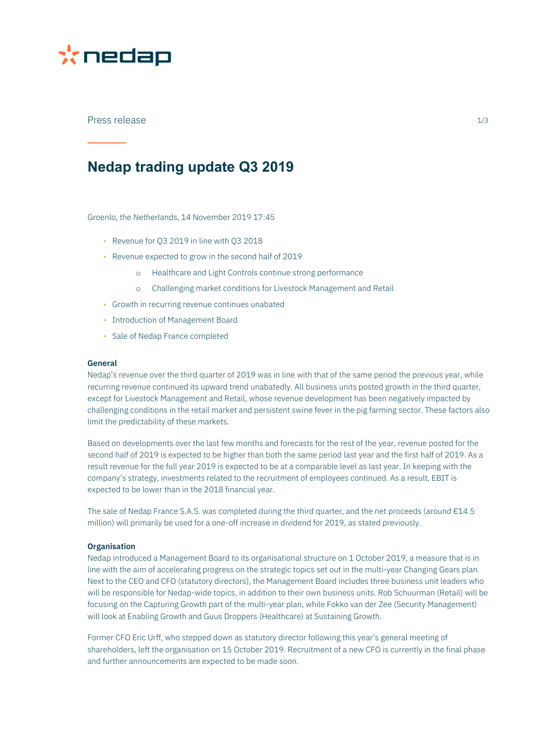Press release

# Nedap trading update Q3 2019

Groenlo, the Netherlands, 14 November 2019 17:45

- Revenue for Q3 2019 in line with Q3 2018
- Revenue expected to grow in the second half of 2019
  - Healthcare and Light Controls continue strong performance
  - Challenging market conditions for Livestock Management and Retail
- Growth in recurring revenue continues unabated
- Introduction of Management Board
- Sale of Nedap France completed

**General**

Nedap's revenue over the third quarter of 2019 was in line with that of the same period the previous year, while recurring revenue continued its upward trend unabatedly. All business units posted growth in the third quarter, except for Livestock Management and Retail, whose revenue development has been negatively impacted by challenging conditions in the retail market and persistent swine fever in the pig farming sector. These factors also limit the predictability of these markets.

Based on developments over the last few months and forecasts for the rest of the year, revenue posted for the second half of 2019 is expected to be higher than both the same period last year and the first half of 2019. As a result revenue for the full year 2019 is expected to be at a comparable level as last year. In keeping with the company's strategy, investments related to the recruitment of employees continued. As a result, EBIT is expected to be lower than in the 2018 financial year.

The sale of Nedap France S.A.S. was completed during the third quarter, and the net proceeds (around €14.5 million) will primarily be used for a one-off increase in dividend for 2019, as stated previously.

**Organisation**

Nedap introduced a Management Board to its organisational structure on 1 October 2019, a measure that is in line with the aim of accelerating progress on the strategic topics set out in the multi-year Changing Gears plan. Next to the CEO and CFO (statutory directors), the Management Board includes three business unit leaders who will be responsible for Nedap-wide topics, in addition to their own business units. Rob Schuurman (Retail) will be focusing on the Capturing Growth part of the multi-year plan, while Fokko van der Zee (Security Management) will look at Enabling Growth and Guus Droppers (Healthcare) at Sustaining Growth.

Former CFO Eric Urff, who stepped down as statutory director following this year's general meeting of shareholders, left the organisation on 15 October 2019. Recruitment of a new CFO is currently in the final phase and further announcements are expected to be made soon.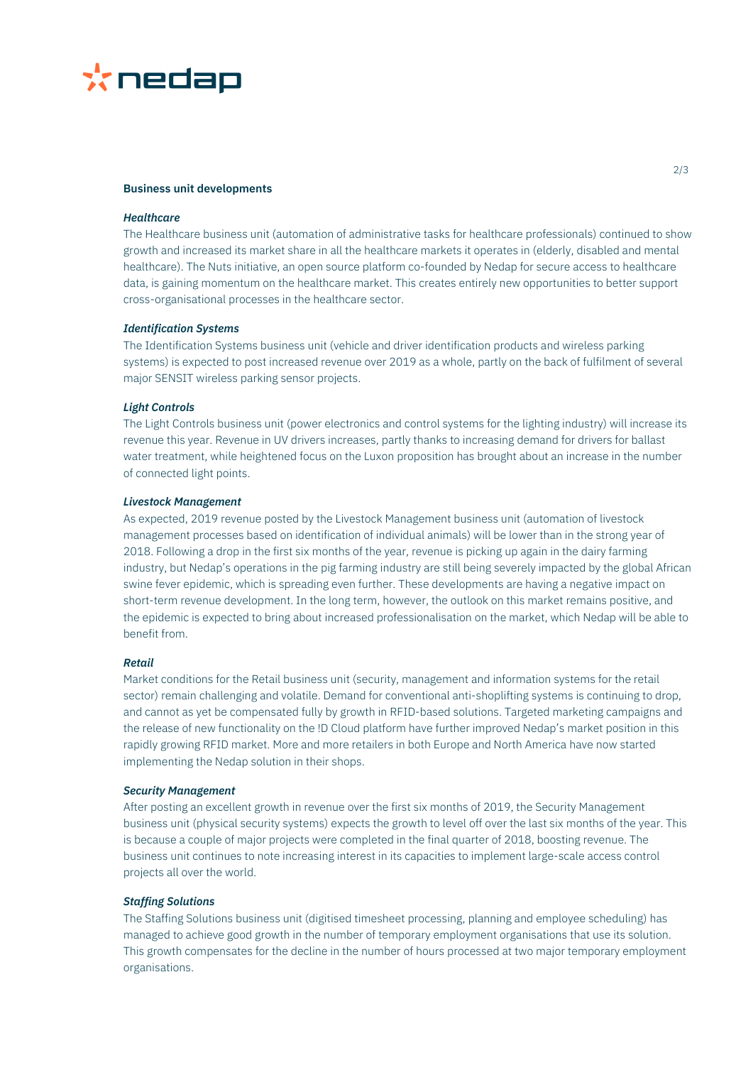**Business unit developments**

***Healthcare***

The Healthcare business unit (automation of administrative tasks for healthcare professionals) continued to show growth and increased its market share in all the healthcare markets it operates in (elderly, disabled and mental healthcare). The Nuts initiative, an open source platform co-founded by Nedap for secure access to healthcare data, is gaining momentum on the healthcare market. This creates entirely new opportunities to better support cross-organisational processes in the healthcare sector.

***Identification Systems***

The Identification Systems business unit (vehicle and driver identification products and wireless parking systems) is expected to post increased revenue over 2019 as a whole, partly on the back of fulfilment of several major SENSIT wireless parking sensor projects.

***Light Controls***

The Light Controls business unit (power electronics and control systems for the lighting industry) will increase its revenue this year. Revenue in UV drivers increases, partly thanks to increasing demand for drivers for ballast water treatment, while heightened focus on the Luxon proposition has brought about an increase in the number of connected light points.

***Livestock Management***

As expected, 2019 revenue posted by the Livestock Management business unit (automation of livestock management processes based on identification of individual animals) will be lower than in the strong year of 2018. Following a drop in the first six months of the year, revenue is picking up again in the dairy farming industry, but Nedap's operations in the pig farming industry are still being severely impacted by the global African swine fever epidemic, which is spreading even further. These developments are having a negative impact on short-term revenue development. In the long term, however, the outlook on this market remains positive, and the epidemic is expected to bring about increased professionalisation on the market, which Nedap will be able to benefit from.

***Retail***

Market conditions for the Retail business unit (security, management and information systems for the retail sector) remain challenging and volatile. Demand for conventional anti-shoplifting systems is continuing to drop, and cannot as yet be compensated fully by growth in RFID-based solutions. Targeted marketing campaigns and the release of new functionality on the !D Cloud platform have further improved Nedap's market position in this rapidly growing RFID market. More and more retailers in both Europe and North America have now started implementing the Nedap solution in their shops.

***Security Management***

After posting an excellent growth in revenue over the first six months of 2019, the Security Management business unit (physical security systems) expects the growth to level off over the last six months of the year. This is because a couple of major projects were completed in the final quarter of 2018, boosting revenue. The business unit continues to note increasing interest in its capacities to implement large-scale access control projects all over the world.

***Staffing Solutions***

The Staffing Solutions business unit (digitised timesheet processing, planning and employee scheduling) has managed to achieve good growth in the number of temporary employment organisations that use its solution. This growth compensates for the decline in the number of hours processed at two major temporary employment organisations.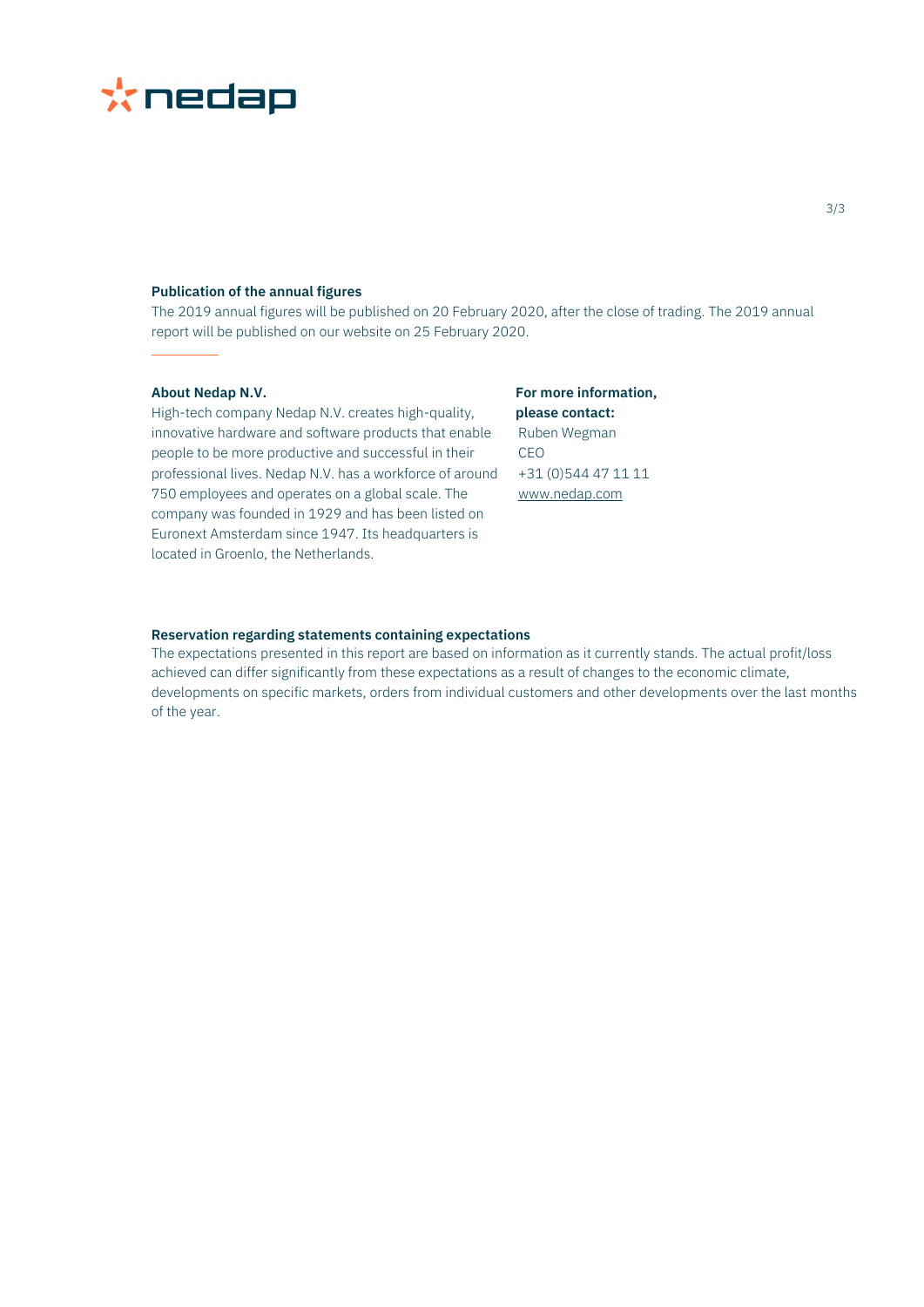### Publication of the annual figures

The 2019 annual figures will be published on 20 February 2020, after the close of trading. The 2019 annual report will be published on our website on 25 February 2020.

---

### About Nedap N.V.

High-tech company Nedap N.V. creates high-quality, innovative hardware and software products that enable people to be more productive and successful in their professional lives. Nedap N.V. has a workforce of around 750 employees and operates on a global scale. The company was founded in 1929 and has been listed on Euronext Amsterdam since 1947. Its headquarters is located in Groenlo, the Netherlands.

### For more information, please contact:

Ruben Wegman  
CEO  
+31 (0)544 47 11 11  
www.nedap.com

### Reservation regarding statements containing expectations

The expectations presented in this report are based on information as it currently stands. The actual profit/loss achieved can differ significantly from these expectations as a result of changes to the economic climate, developments on specific markets, orders from individual customers and other developments over the last months of the year.